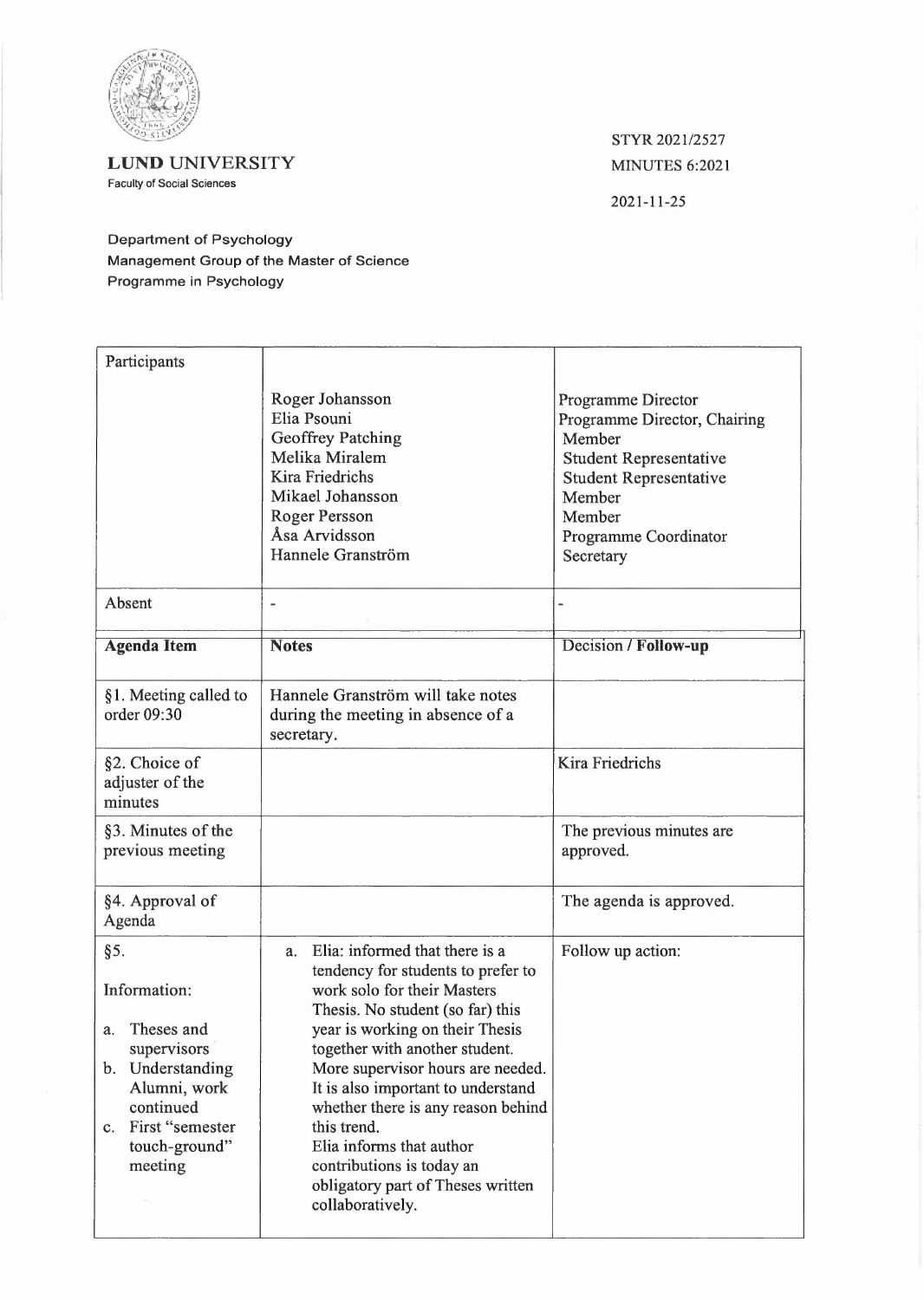**LUND UNIVERSITY**
Faculty of Social Sciences

STYR 2021/2527
MINUTES 6:2021

2021-11-25

Department of Psychology
Management Group of the Master of Science Programme in Psychology

| | | |
|---|---|---|
| Participants | Roger Johansson<br>Elia Psouni<br>Geoffrey Patching<br>Melika Miralem<br>Kira Friedrichs<br>Mikael Johansson<br>Roger Persson<br>Åsa Arvidsson<br>Hannele Granström | Programme Director<br>Programme Director, Chairing<br>Member<br>Student Representative<br>Student Representative<br>Member<br>Member<br>Programme Coordinator<br>Secretary |
| Absent | - | - |
| **Agenda Item** | **Notes** | Decision / **Follow-up** |
| §1. Meeting called to order 09:30 | Hannele Granström will take notes during the meeting in absence of a secretary. | |
| §2. Choice of adjuster of the minutes | | Kira Friedrichs |
| §3. Minutes of the previous meeting | | The previous minutes are approved. |
| §4. Approval of Agenda | | The agenda is approved. |
| §5.<br><br>Information:<br><br>a. Theses and supervisors<br>b. Understanding Alumni, work continued<br>c. First "semester touch-ground" meeting | a. Elia: informed that there is a tendency for students to prefer to work solo for their Masters Thesis. No student (so far) this year is working on their Thesis together with another student. More supervisor hours are needed. It is also important to understand whether there is any reason behind this trend.<br>Elia informs that author contributions is today an obligatory part of Theses written collaboratively. | Follow up action: |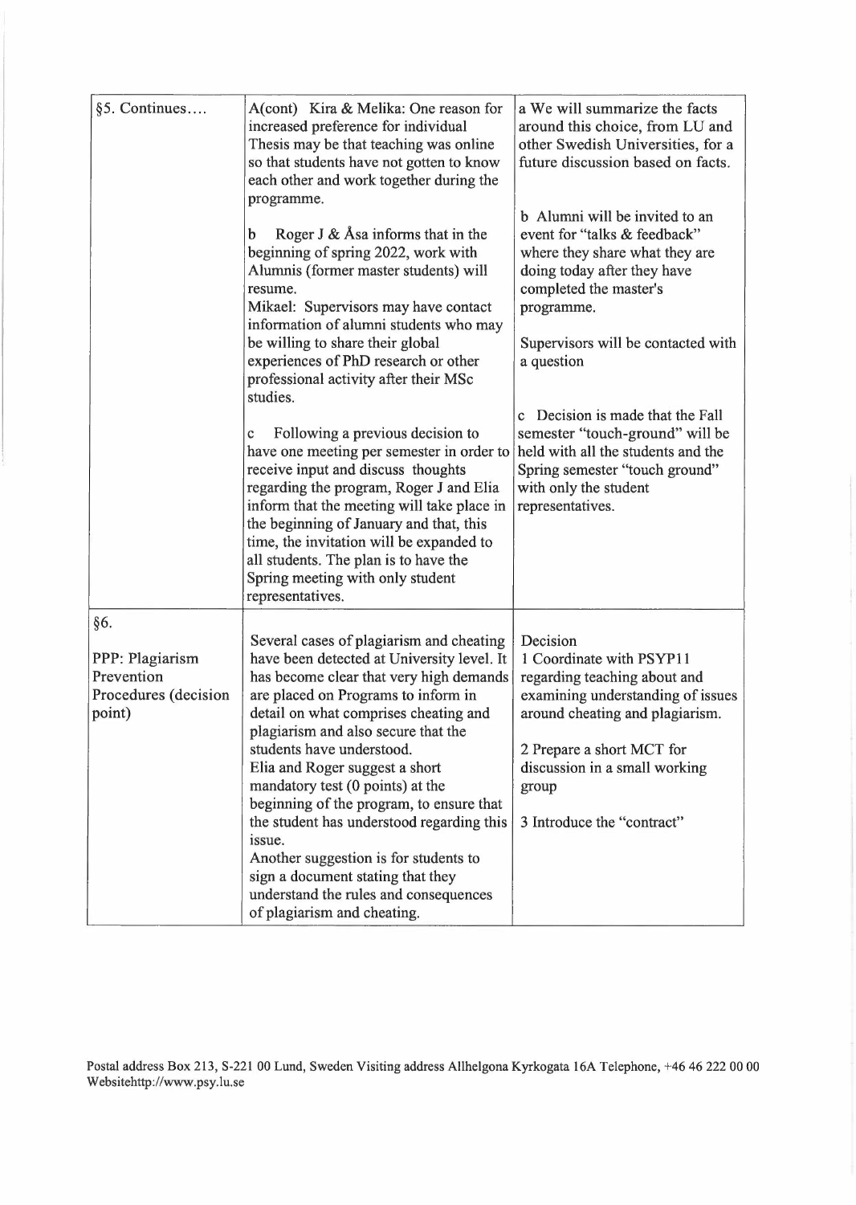| | | |
|---|---|---|
| §5. Continues…. | A(cont) Kira & Melika: One reason for increased preference for individual Thesis may be that teaching was online so that students have not gotten to know each other and work together during the programme.<br><br>b Roger J & Åsa informs that in the beginning of spring 2022, work with Alumnis (former master students) will resume.<br>Mikael: Supervisors may have contact information of alumni students who may be willing to share their global experiences of PhD research or other professional activity after their MSc studies.<br><br>c Following a previous decision to have one meeting per semester in order to receive input and discuss thoughts regarding the program, Roger J and Elia inform that the meeting will take place in the beginning of January and that, this time, the invitation will be expanded to all students. The plan is to have the Spring meeting with only student representatives. | a We will summarize the facts around this choice, from LU and other Swedish Universities, for a future discussion based on facts.<br><br>b Alumni will be invited to an event for "talks & feedback" where they share what they are doing today after they have completed the master's programme.<br><br>Supervisors will be contacted with a question<br><br>c Decision is made that the Fall semester "touch-ground" will be held with all the students and the Spring semester "touch ground" with only the student representatives. |
| §6.<br><br>PPP: Plagiarism Prevention Procedures (decision point) | Several cases of plagiarism and cheating have been detected at University level. It has become clear that very high demands are placed on Programs to inform in detail on what comprises cheating and plagiarism and also secure that the students have understood.<br>Elia and Roger suggest a short mandatory test (0 points) at the beginning of the program, to ensure that the student has understood regarding this issue.<br>Another suggestion is for students to sign a document stating that they understand the rules and consequences of plagiarism and cheating. | Decision<br>1 Coordinate with PSYP11 regarding teaching about and examining understanding of issues around cheating and plagiarism.<br><br>2 Prepare a short MCT for discussion in a small working group<br><br>3 Introduce the "contract" |

Postal address Box 213, S-221 00 Lund, Sweden Visiting address Allhelgona Kyrkogata 16A Telephone, +46 46 222 00 00 Websitehttp://www.psy.lu.se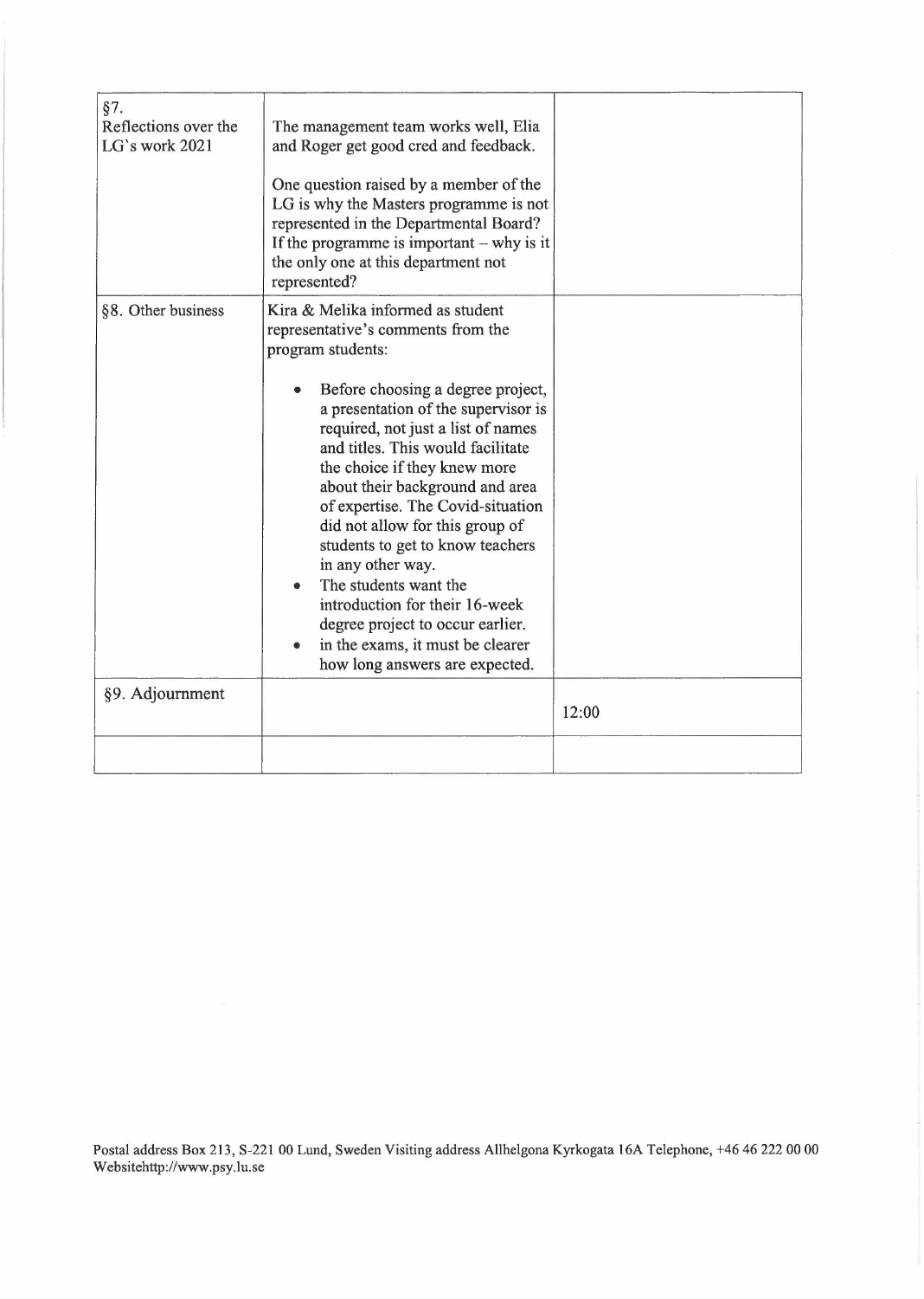| | | |
|---|---|---|
| §7. Reflections over the LG`s work 2021 | The management team works well, Elia and Roger get good cred and feedback.<br><br>One question raised by a member of the LG is why the Masters programme is not represented in the Departmental Board? If the programme is important – why is it the only one at this department not represented? | |
| §8. Other business | Kira & Melika informed as student representative's comments from the program students:<br><br>• Before choosing a degree project, a presentation of the supervisor is required, not just a list of names and titles. This would facilitate the choice if they knew more about their background and area of expertise. The Covid-situation did not allow for this group of students to get to know teachers in any other way.<br>• The students want the introduction for their 16-week degree project to occur earlier.<br>• in the exams, it must be clearer how long answers are expected. | |
| §9. Adjournment | | 12:00 |
| | | |

Postal address Box 213, S-221 00 Lund, Sweden Visiting address Allhelgona Kyrkogata 16A Telephone, +46 46 222 00 00 Websitehttp://www.psy.lu.se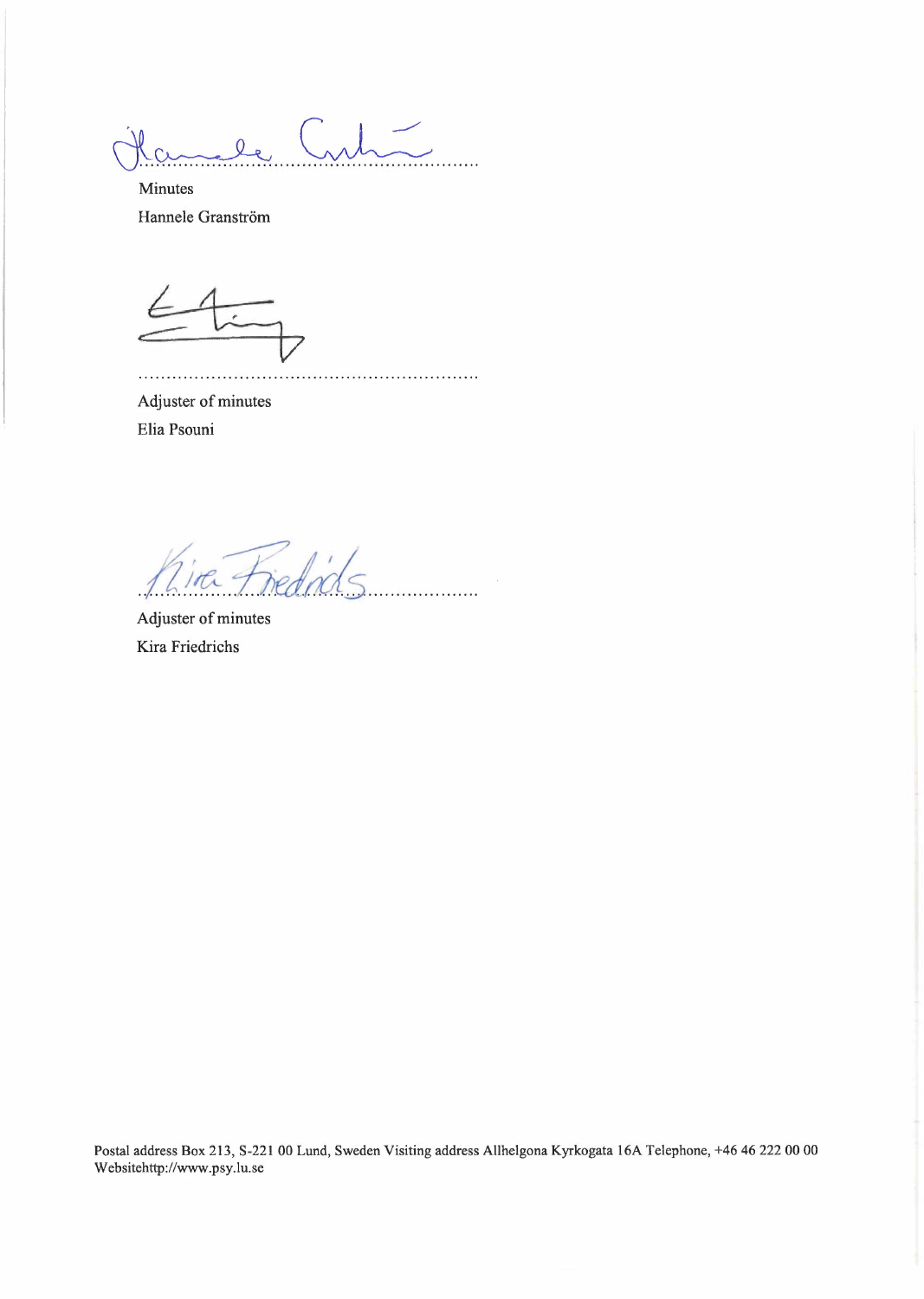..............................................................

Minutes

Hannele Granström

..............................................................

Adjuster of minutes

Elia Psouni

..............................................................

Adjuster of minutes

Kira Friedrichs

Postal address Box 213, S-221 00 Lund, Sweden Visiting address Allhelgona Kyrkogata 16A Telephone, +46 46 222 00 00
Websitehttp://www.psy.lu.se